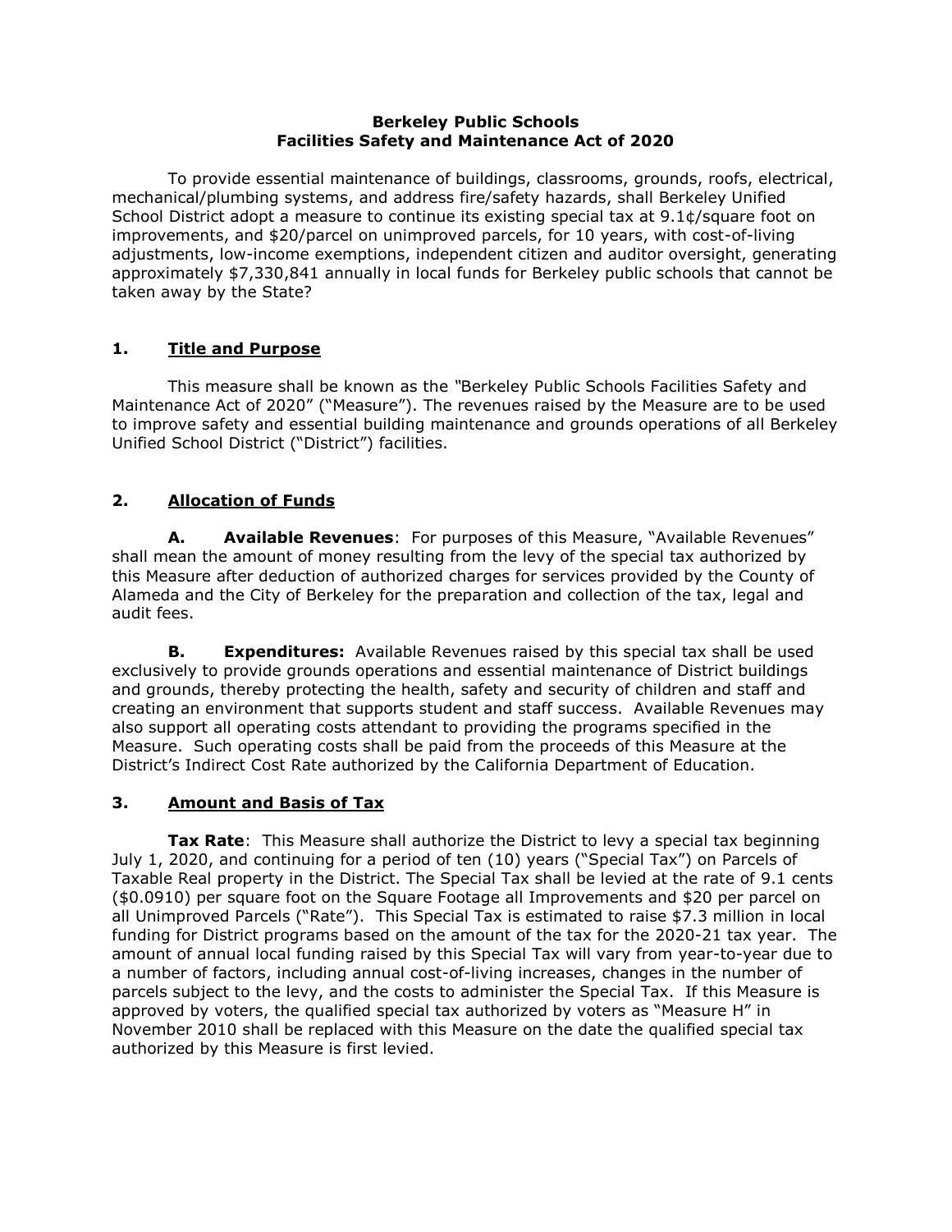**Berkeley Public Schools**
**Facilities Safety and Maintenance Act of 2020**

To provide essential maintenance of buildings, classrooms, grounds, roofs, electrical, mechanical/plumbing systems, and address fire/safety hazards, shall Berkeley Unified School District adopt a measure to continue its existing special tax at 9.1¢/square foot on improvements, and $20/parcel on unimproved parcels, for 10 years, with cost-of-living adjustments, low-income exemptions, independent citizen and auditor oversight, generating approximately $7,330,841 annually in local funds for Berkeley public schools that cannot be taken away by the State?

## 1. Title and Purpose

This measure shall be known as the "Berkeley Public Schools Facilities Safety and Maintenance Act of 2020" ("Measure"). The revenues raised by the Measure are to be used to improve safety and essential building maintenance and grounds operations of all Berkeley Unified School District ("District") facilities.

## 2. Allocation of Funds

**A. Available Revenues**: For purposes of this Measure, "Available Revenues" shall mean the amount of money resulting from the levy of the special tax authorized by this Measure after deduction of authorized charges for services provided by the County of Alameda and the City of Berkeley for the preparation and collection of the tax, legal and audit fees.

**B. Expenditures:** Available Revenues raised by this special tax shall be used exclusively to provide grounds operations and essential maintenance of District buildings and grounds, thereby protecting the health, safety and security of children and staff and creating an environment that supports student and staff success. Available Revenues may also support all operating costs attendant to providing the programs specified in the Measure. Such operating costs shall be paid from the proceeds of this Measure at the District's Indirect Cost Rate authorized by the California Department of Education.

## 3. Amount and Basis of Tax

**Tax Rate**: This Measure shall authorize the District to levy a special tax beginning July 1, 2020, and continuing for a period of ten (10) years ("Special Tax") on Parcels of Taxable Real property in the District. The Special Tax shall be levied at the rate of 9.1 cents ($0.0910) per square foot on the Square Footage all Improvements and $20 per parcel on all Unimproved Parcels ("Rate"). This Special Tax is estimated to raise $7.3 million in local funding for District programs based on the amount of the tax for the 2020-21 tax year. The amount of annual local funding raised by this Special Tax will vary from year-to-year due to a number of factors, including annual cost-of-living increases, changes in the number of parcels subject to the levy, and the costs to administer the Special Tax. If this Measure is approved by voters, the qualified special tax authorized by voters as "Measure H" in November 2010 shall be replaced with this Measure on the date the qualified special tax authorized by this Measure is first levied.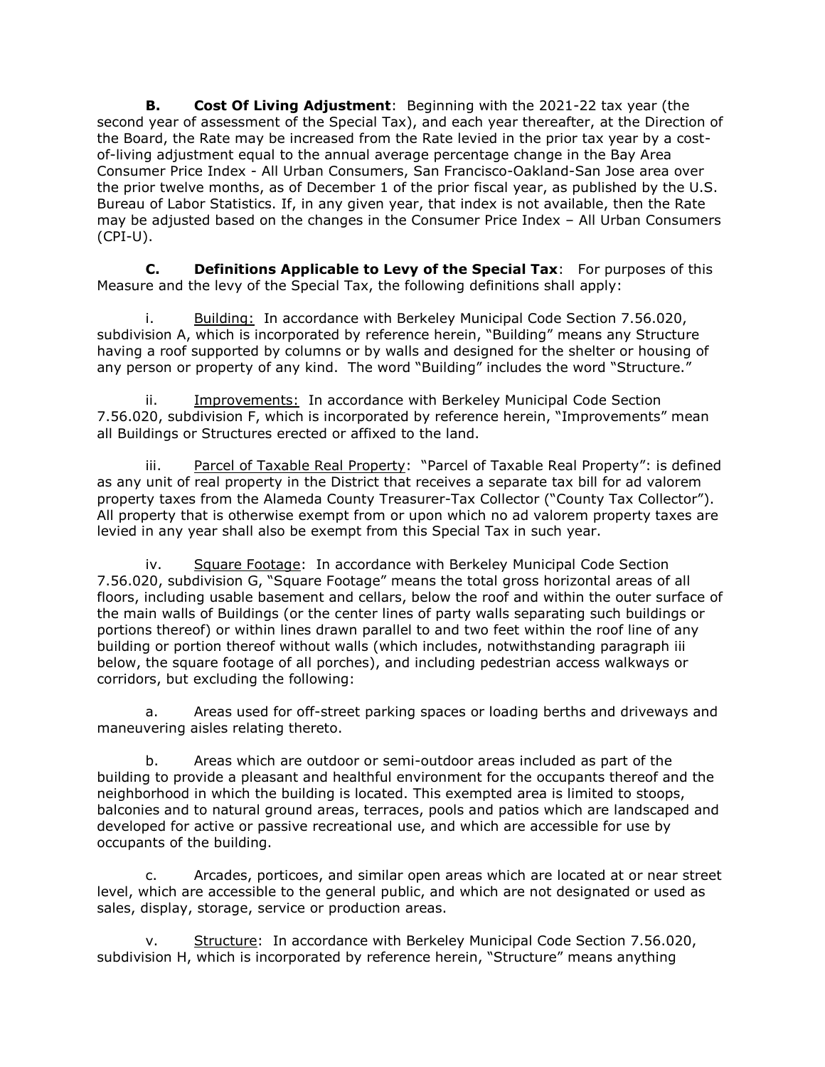**B. Cost Of Living Adjustment**: Beginning with the 2021-22 tax year (the second year of assessment of the Special Tax), and each year thereafter, at the Direction of the Board, the Rate may be increased from the Rate levied in the prior tax year by a cost-of-living adjustment equal to the annual average percentage change in the Bay Area Consumer Price Index - All Urban Consumers, San Francisco-Oakland-San Jose area over the prior twelve months, as of December 1 of the prior fiscal year, as published by the U.S. Bureau of Labor Statistics. If, in any given year, that index is not available, then the Rate may be adjusted based on the changes in the Consumer Price Index – All Urban Consumers (CPI-U).

**C. Definitions Applicable to Levy of the Special Tax**: For purposes of this Measure and the levy of the Special Tax, the following definitions shall apply:

i. Building: In accordance with Berkeley Municipal Code Section 7.56.020, subdivision A, which is incorporated by reference herein, "Building" means any Structure having a roof supported by columns or by walls and designed for the shelter or housing of any person or property of any kind. The word "Building" includes the word "Structure."

ii. Improvements: In accordance with Berkeley Municipal Code Section 7.56.020, subdivision F, which is incorporated by reference herein, "Improvements" mean all Buildings or Structures erected or affixed to the land.

iii. Parcel of Taxable Real Property: "Parcel of Taxable Real Property": is defined as any unit of real property in the District that receives a separate tax bill for ad valorem property taxes from the Alameda County Treasurer-Tax Collector ("County Tax Collector"). All property that is otherwise exempt from or upon which no ad valorem property taxes are levied in any year shall also be exempt from this Special Tax in such year.

iv. Square Footage: In accordance with Berkeley Municipal Code Section 7.56.020, subdivision G, "Square Footage" means the total gross horizontal areas of all floors, including usable basement and cellars, below the roof and within the outer surface of the main walls of Buildings (or the center lines of party walls separating such buildings or portions thereof) or within lines drawn parallel to and two feet within the roof line of any building or portion thereof without walls (which includes, notwithstanding paragraph iii below, the square footage of all porches), and including pedestrian access walkways or corridors, but excluding the following:

a. Areas used for off-street parking spaces or loading berths and driveways and maneuvering aisles relating thereto.

b. Areas which are outdoor or semi-outdoor areas included as part of the building to provide a pleasant and healthful environment for the occupants thereof and the neighborhood in which the building is located. This exempted area is limited to stoops, balconies and to natural ground areas, terraces, pools and patios which are landscaped and developed for active or passive recreational use, and which are accessible for use by occupants of the building.

c. Arcades, porticoes, and similar open areas which are located at or near street level, which are accessible to the general public, and which are not designated or used as sales, display, storage, service or production areas.

v. Structure: In accordance with Berkeley Municipal Code Section 7.56.020, subdivision H, which is incorporated by reference herein, "Structure" means anything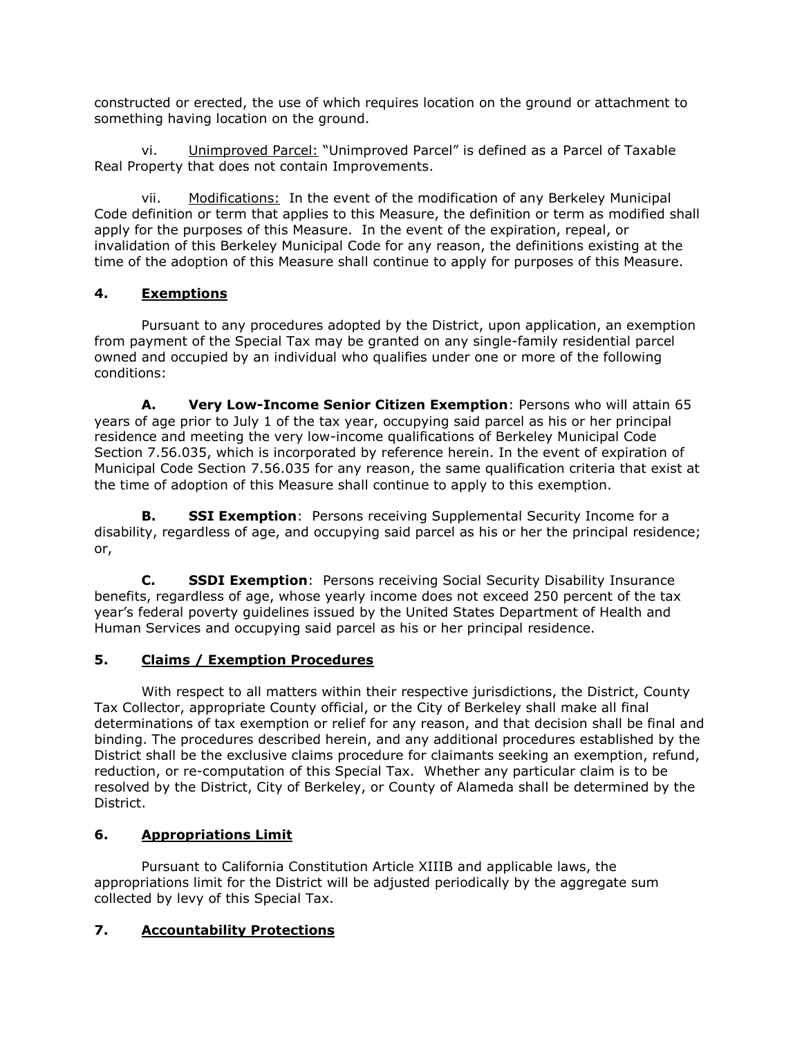constructed or erected, the use of which requires location on the ground or attachment to something having location on the ground.

vi. Unimproved Parcel: "Unimproved Parcel" is defined as a Parcel of Taxable Real Property that does not contain Improvements.

vii. Modifications: In the event of the modification of any Berkeley Municipal Code definition or term that applies to this Measure, the definition or term as modified shall apply for the purposes of this Measure. In the event of the expiration, repeal, or invalidation of this Berkeley Municipal Code for any reason, the definitions existing at the time of the adoption of this Measure shall continue to apply for purposes of this Measure.

## 4. Exemptions

Pursuant to any procedures adopted by the District, upon application, an exemption from payment of the Special Tax may be granted on any single-family residential parcel owned and occupied by an individual who qualifies under one or more of the following conditions:

**A. Very Low-Income Senior Citizen Exemption**: Persons who will attain 65 years of age prior to July 1 of the tax year, occupying said parcel as his or her principal residence and meeting the very low-income qualifications of Berkeley Municipal Code Section 7.56.035, which is incorporated by reference herein. In the event of expiration of Municipal Code Section 7.56.035 for any reason, the same qualification criteria that exist at the time of adoption of this Measure shall continue to apply to this exemption.

**B. SSI Exemption**: Persons receiving Supplemental Security Income for a disability, regardless of age, and occupying said parcel as his or her the principal residence; or,

**C. SSDI Exemption**: Persons receiving Social Security Disability Insurance benefits, regardless of age, whose yearly income does not exceed 250 percent of the tax year's federal poverty guidelines issued by the United States Department of Health and Human Services and occupying said parcel as his or her principal residence.

## 5. Claims / Exemption Procedures

With respect to all matters within their respective jurisdictions, the District, County Tax Collector, appropriate County official, or the City of Berkeley shall make all final determinations of tax exemption or relief for any reason, and that decision shall be final and binding. The procedures described herein, and any additional procedures established by the District shall be the exclusive claims procedure for claimants seeking an exemption, refund, reduction, or re-computation of this Special Tax. Whether any particular claim is to be resolved by the District, City of Berkeley, or County of Alameda shall be determined by the District.

## 6. Appropriations Limit

Pursuant to California Constitution Article XIIIB and applicable laws, the appropriations limit for the District will be adjusted periodically by the aggregate sum collected by levy of this Special Tax.

## 7. Accountability Protections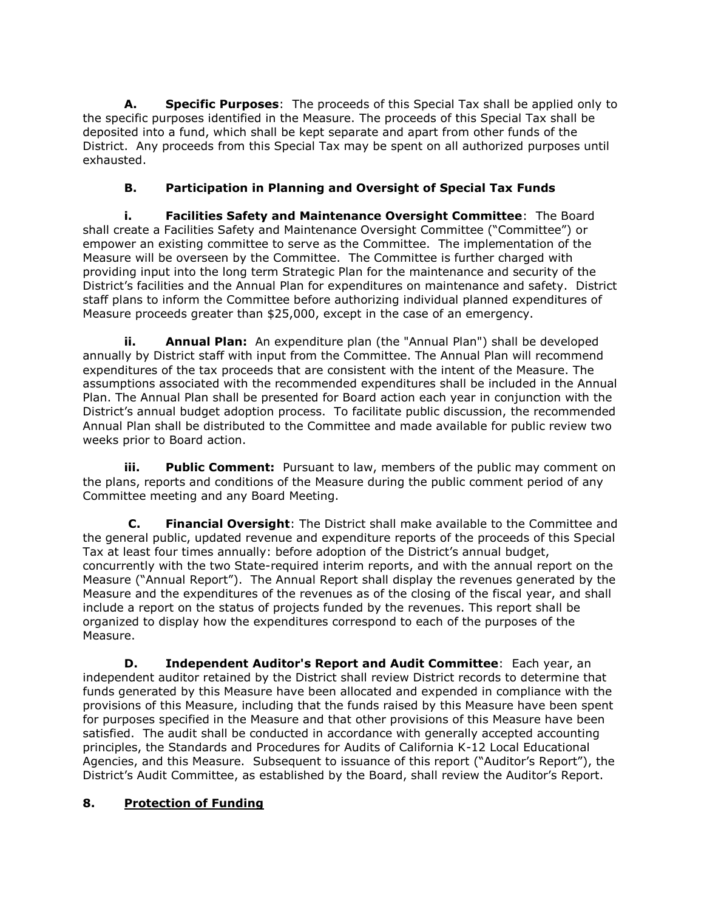**A. Specific Purposes**: The proceeds of this Special Tax shall be applied only to the specific purposes identified in the Measure. The proceeds of this Special Tax shall be deposited into a fund, which shall be kept separate and apart from other funds of the District. Any proceeds from this Special Tax may be spent on all authorized purposes until exhausted.

**B. Participation in Planning and Oversight of Special Tax Funds**

**i. Facilities Safety and Maintenance Oversight Committee**: The Board shall create a Facilities Safety and Maintenance Oversight Committee ("Committee") or empower an existing committee to serve as the Committee. The implementation of the Measure will be overseen by the Committee. The Committee is further charged with providing input into the long term Strategic Plan for the maintenance and security of the District's facilities and the Annual Plan for expenditures on maintenance and safety. District staff plans to inform the Committee before authorizing individual planned expenditures of Measure proceeds greater than $25,000, except in the case of an emergency.

**ii. Annual Plan:** An expenditure plan (the "Annual Plan") shall be developed annually by District staff with input from the Committee. The Annual Plan will recommend expenditures of the tax proceeds that are consistent with the intent of the Measure. The assumptions associated with the recommended expenditures shall be included in the Annual Plan. The Annual Plan shall be presented for Board action each year in conjunction with the District's annual budget adoption process. To facilitate public discussion, the recommended Annual Plan shall be distributed to the Committee and made available for public review two weeks prior to Board action.

**iii. Public Comment:** Pursuant to law, members of the public may comment on the plans, reports and conditions of the Measure during the public comment period of any Committee meeting and any Board Meeting.

**C. Financial Oversight**: The District shall make available to the Committee and the general public, updated revenue and expenditure reports of the proceeds of this Special Tax at least four times annually: before adoption of the District's annual budget, concurrently with the two State-required interim reports, and with the annual report on the Measure ("Annual Report"). The Annual Report shall display the revenues generated by the Measure and the expenditures of the revenues as of the closing of the fiscal year, and shall include a report on the status of projects funded by the revenues. This report shall be organized to display how the expenditures correspond to each of the purposes of the Measure.

**D. Independent Auditor's Report and Audit Committee**: Each year, an independent auditor retained by the District shall review District records to determine that funds generated by this Measure have been allocated and expended in compliance with the provisions of this Measure, including that the funds raised by this Measure have been spent for purposes specified in the Measure and that other provisions of this Measure have been satisfied. The audit shall be conducted in accordance with generally accepted accounting principles, the Standards and Procedures for Audits of California K-12 Local Educational Agencies, and this Measure. Subsequent to issuance of this report ("Auditor's Report"), the District's Audit Committee, as established by the Board, shall review the Auditor's Report.

**8. <u>Protection of Funding</u>**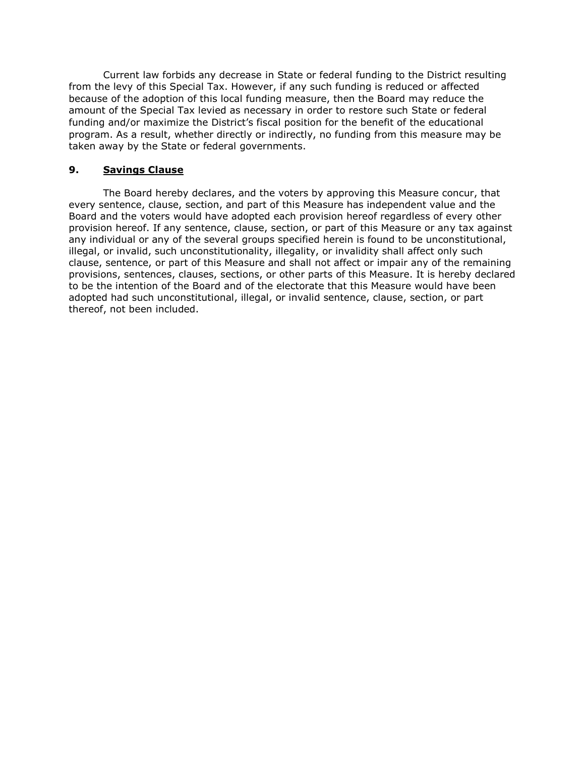Current law forbids any decrease in State or federal funding to the District resulting from the levy of this Special Tax. However, if any such funding is reduced or affected because of the adoption of this local funding measure, then the Board may reduce the amount of the Special Tax levied as necessary in order to restore such State or federal funding and/or maximize the District's fiscal position for the benefit of the educational program. As a result, whether directly or indirectly, no funding from this measure may be taken away by the State or federal governments.

## 9. Savings Clause

The Board hereby declares, and the voters by approving this Measure concur, that every sentence, clause, section, and part of this Measure has independent value and the Board and the voters would have adopted each provision hereof regardless of every other provision hereof. If any sentence, clause, section, or part of this Measure or any tax against any individual or any of the several groups specified herein is found to be unconstitutional, illegal, or invalid, such unconstitutionality, illegality, or invalidity shall affect only such clause, sentence, or part of this Measure and shall not affect or impair any of the remaining provisions, sentences, clauses, sections, or other parts of this Measure. It is hereby declared to be the intention of the Board and of the electorate that this Measure would have been adopted had such unconstitutional, illegal, or invalid sentence, clause, section, or part thereof, not been included.